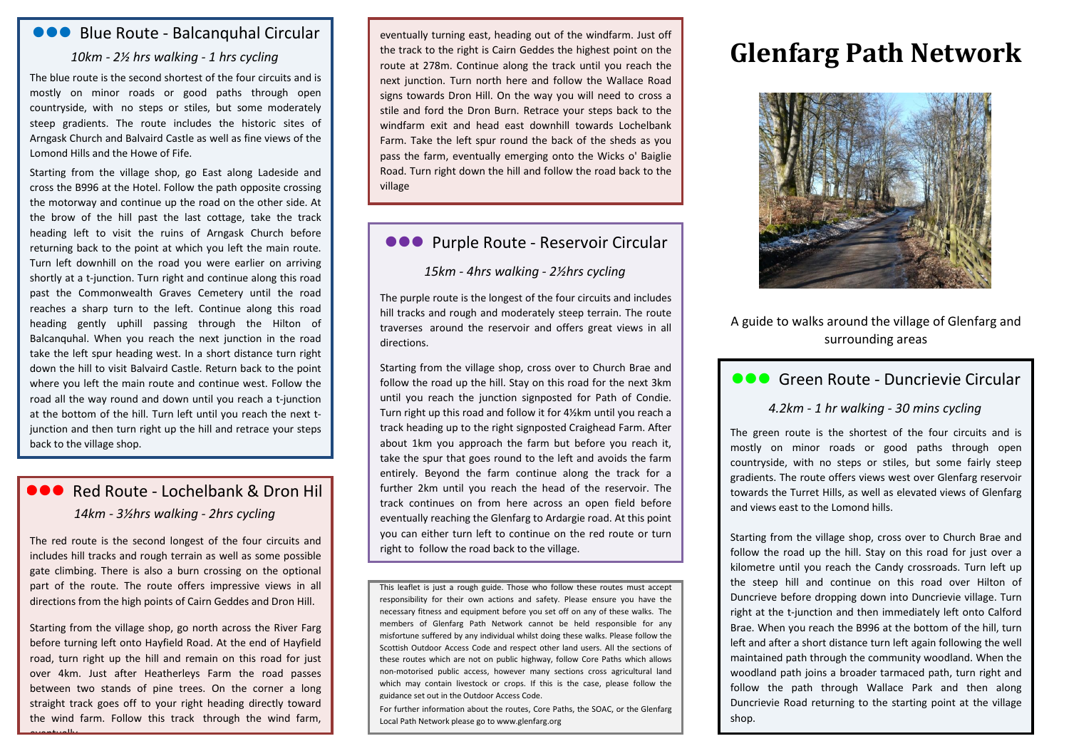# Glenfarg Path Network

A guide to walks around the village of Glenfarg and surrounding areas

## ●●● Blue Route - Balcanquhal Circular

*10km - 2½ hrs walking - 1 hrs cycling*

The blue route is the second shortest of the four circuits and is mostly on minor roads or good paths through open countryside, with no steps or stiles, but some moderately steep gradients. The route includes the historic sites of Arngask Church and Balvaird Castle as well as fine views of the Lomond Hills and the Howe of Fife.

Starting from the village shop, go East along Ladeside and cross the B996 at the Hotel. Follow the path opposite crossing the motorway and continue up the road on the other side. At the brow of the hill past the last cottage, take the track heading left to visit the ruins of Arngask Church before returning back to the point at which you left the main route. Turn left downhill on the road you were earlier on arriving shortly at a t-junction. Turn right and continue along this road past the Commonwealth Graves Cemetery until the road reaches a sharp turn to the left. Continue along this road heading gently uphill passing through the Hilton of Balcanquhal. When you reach the next junction in the road take the left spur heading west. In a short distance turn right down the hill to visit Balvaird Castle. Return back to the point where you left the main route and continue west. Follow the road all the way round and down until you reach a t-junction at the bottom of the hill. Turn left until you reach the next t-junction and then turn right up the hill and retrace your steps back to the village shop.

## ●●● Red Route - Lochelbank & Dron Hil

*14km - 3½hrs walking - 2hrs cycling*

The red route is the second longest of the four circuits and includes hill tracks and rough terrain as well as some possible gate climbing. There is also a burn crossing on the optional part of the route. The route offers impressive views in all directions from the high points of Cairn Geddes and Dron Hill.

Starting from the village shop, go north across the River Farg before turning left onto Hayfield Road. At the end of Hayfield road, turn right up the hill and remain on this road for just over 4km. Just after Heatherleys Farm the road passes between two stands of pine trees. On the corner a long straight track goes off to your right heading directly toward the wind farm. Follow this track through the wind farm, eventually turning east, heading out of the windfarm. Just off the track to the right is Cairn Geddes the highest point on the route at 278m. Continue along the track until you reach the next junction. Turn north here and follow the Wallace Road signs towards Dron Hill. On the way you will need to cross a stile and ford the Dron Burn. Retrace your steps back to the windfarm exit and head east downhill towards Lochelbank Farm. Take the left spur round the back of the sheds as you pass the farm, eventually emerging onto the Wicks o' Baiglie Road. Turn right down the hill and follow the road back to the village

## ●●● Purple Route - Reservoir Circular

*15km - 4hrs walking - 2½hrs cycling*

The purple route is the longest of the four circuits and includes hill tracks and rough and moderately steep terrain. The route traverses around the reservoir and offers great views in all directions.

Starting from the village shop, cross over to Church Brae and follow the road up the hill. Stay on this road for the next 3km until you reach the junction signposted for Path of Condie. Turn right up this road and follow it for 4½km until you reach a track heading up to the right signposted Craighead Farm. After about 1km you approach the farm but before you reach it, take the spur that goes round to the left and avoids the farm entirely. Beyond the farm continue along the track for a further 2km until you reach the head of the reservoir. The track continues on from here across an open field before eventually reaching the Glenfarg to Ardargie road. At this point you can either turn left to continue on the red route or turn right to follow the road back to the village.

This leaflet is just a rough guide. Those who follow these routes must accept responsibility for their own actions and safety. Please ensure you have the necessary fitness and equipment before you set off on any of these walks. The members of Glenfarg Path Network cannot be held responsible for any misfortune suffered by any individual whilst doing these walks. Please follow the Scottish Outdoor Access Code and respect other land users. All the sections of these routes which are not on public highway, follow Core Paths which allows non-motorised public access, however many sections cross agricultural land which may contain livestock or crops. If this is the case, please follow the guidance set out in the Outdoor Access Code.

For further information about the routes, Core Paths, the SOAC, or the Glenfarg Local Path Network please go to www.glenfarg.org

## ●●● Green Route - Duncrievie Circular

*4.2km - 1 hr walking - 30 mins cycling*

The green route is the shortest of the four circuits and is mostly on minor roads or good paths through open countryside, with no steps or stiles, but some fairly steep gradients. The route offers views west over Glenfarg reservoir towards the Turret Hills, as well as elevated views of Glenfarg and views east to the Lomond hills.

Starting from the village shop, cross over to Church Brae and follow the road up the hill. Stay on this road for just over a kilometre until you reach the Candy crossroads. Turn left up the steep hill and continue on this road over Hilton of Duncrieve before dropping down into Duncrievie village. Turn right at the t-junction and then immediately left onto Calford Brae. When you reach the B996 at the bottom of the hill, turn left and after a short distance turn left again following the well maintained path through the community woodland. When the woodland path joins a broader tarmaced path, turn right and follow the path through Wallace Park and then along Duncrievie Road returning to the starting point at the village shop.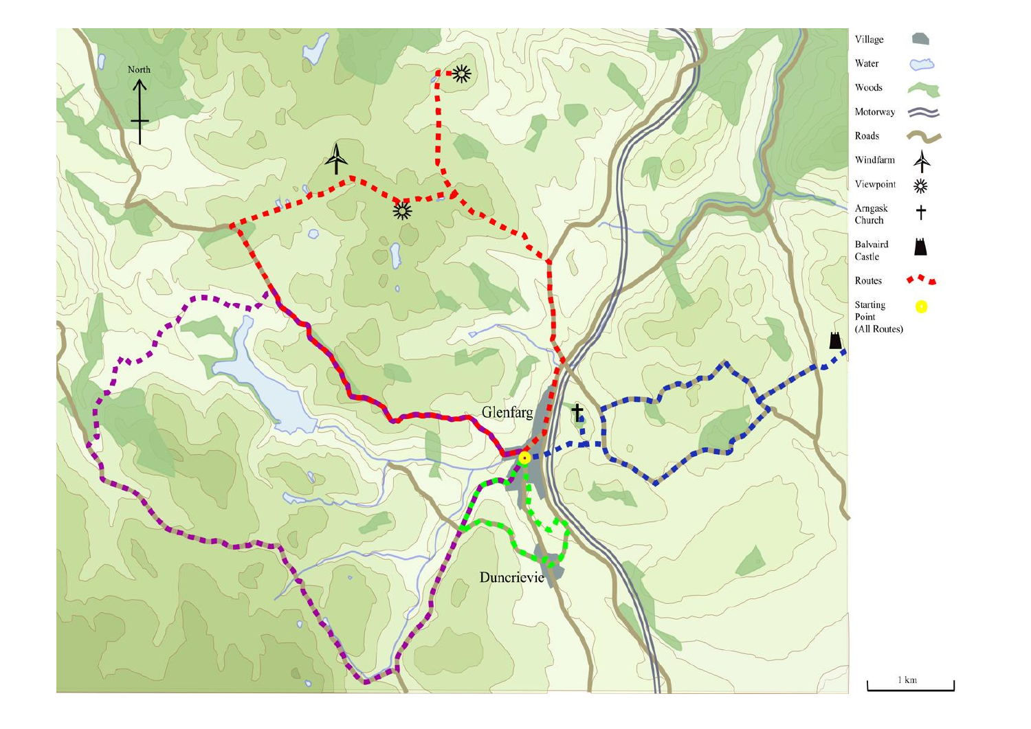North

Glenfarg

Duncrievie

Village

Water

Woods

Motorway

Roads

Windfarm

Viewpoint

Arngask Church

Balvaird Castle

Routes

Starting Point (All Routes)

1 km